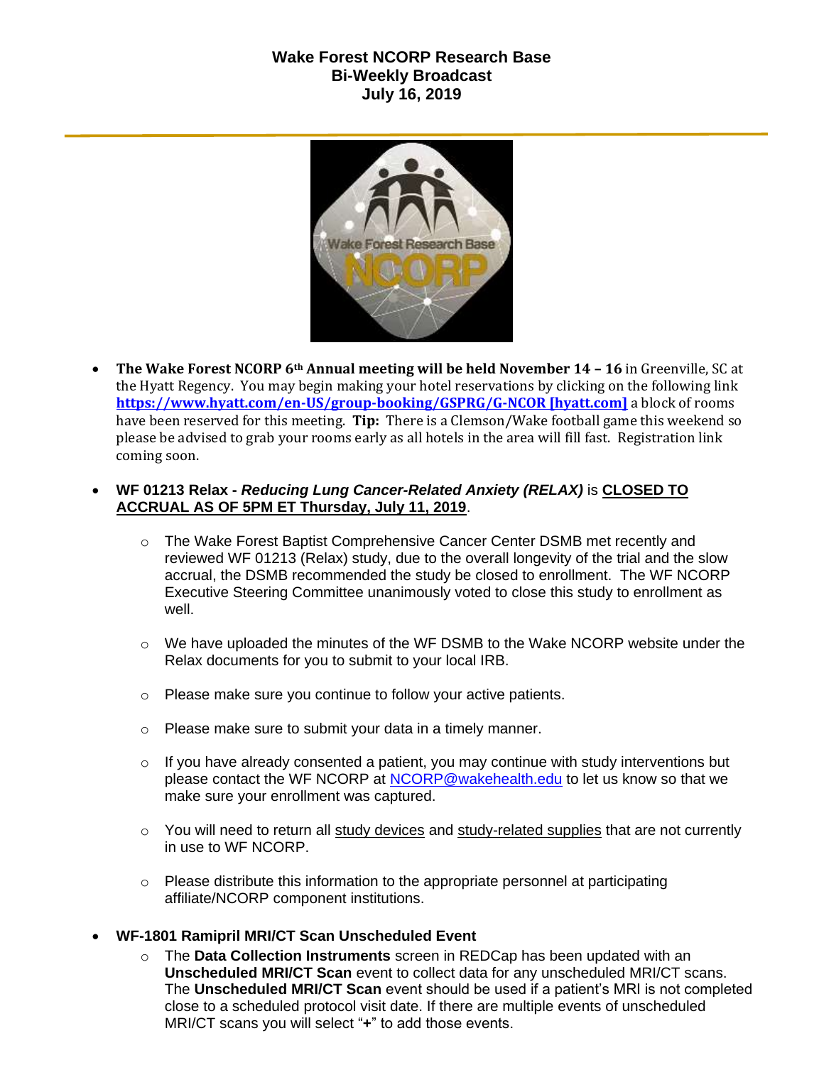**Wake Forest NCORP Research Base**
**Bi-Weekly Broadcast**
**July 16, 2019**

- **The Wake Forest NCORP 6th Annual meeting will be held November 14 – 16** in Greenville, SC at the Hyatt Regency. You may begin making your hotel reservations by clicking on the following link **https://www.hyatt.com/en-US/group-booking/GSPRG/G-NCOR [hyatt.com]** a block of rooms have been reserved for this meeting. **Tip:** There is a Clemson/Wake football game this weekend so please be advised to grab your rooms early as all hotels in the area will fill fast. Registration link coming soon.

- **WF 01213 Relax -** ***Reducing Lung Cancer-Related Anxiety (RELAX)*** is **CLOSED TO ACCRUAL AS OF 5PM ET Thursday, July 11, 2019**.
  - The Wake Forest Baptist Comprehensive Cancer Center DSMB met recently and reviewed WF 01213 (Relax) study, due to the overall longevity of the trial and the slow accrual, the DSMB recommended the study be closed to enrollment. The WF NCORP Executive Steering Committee unanimously voted to close this study to enrollment as well.
  - We have uploaded the minutes of the WF DSMB to the Wake NCORP website under the Relax documents for you to submit to your local IRB.
  - Please make sure you continue to follow your active patients.
  - Please make sure to submit your data in a timely manner.
  - If you have already consented a patient, you may continue with study interventions but please contact the WF NCORP at NCORP@wakehealth.edu to let us know so that we make sure your enrollment was captured.
  - You will need to return all study devices and study-related supplies that are not currently in use to WF NCORP.
  - Please distribute this information to the appropriate personnel at participating affiliate/NCORP component institutions.

- **WF-1801 Ramipril MRI/CT Scan Unscheduled Event**
  - The **Data Collection Instruments** screen in REDCap has been updated with an **Unscheduled MRI/CT Scan** event to collect data for any unscheduled MRI/CT scans. The **Unscheduled MRI/CT Scan** event should be used if a patient's MRI is not completed close to a scheduled protocol visit date. If there are multiple events of unscheduled MRI/CT scans you will select "**+**" to add those events.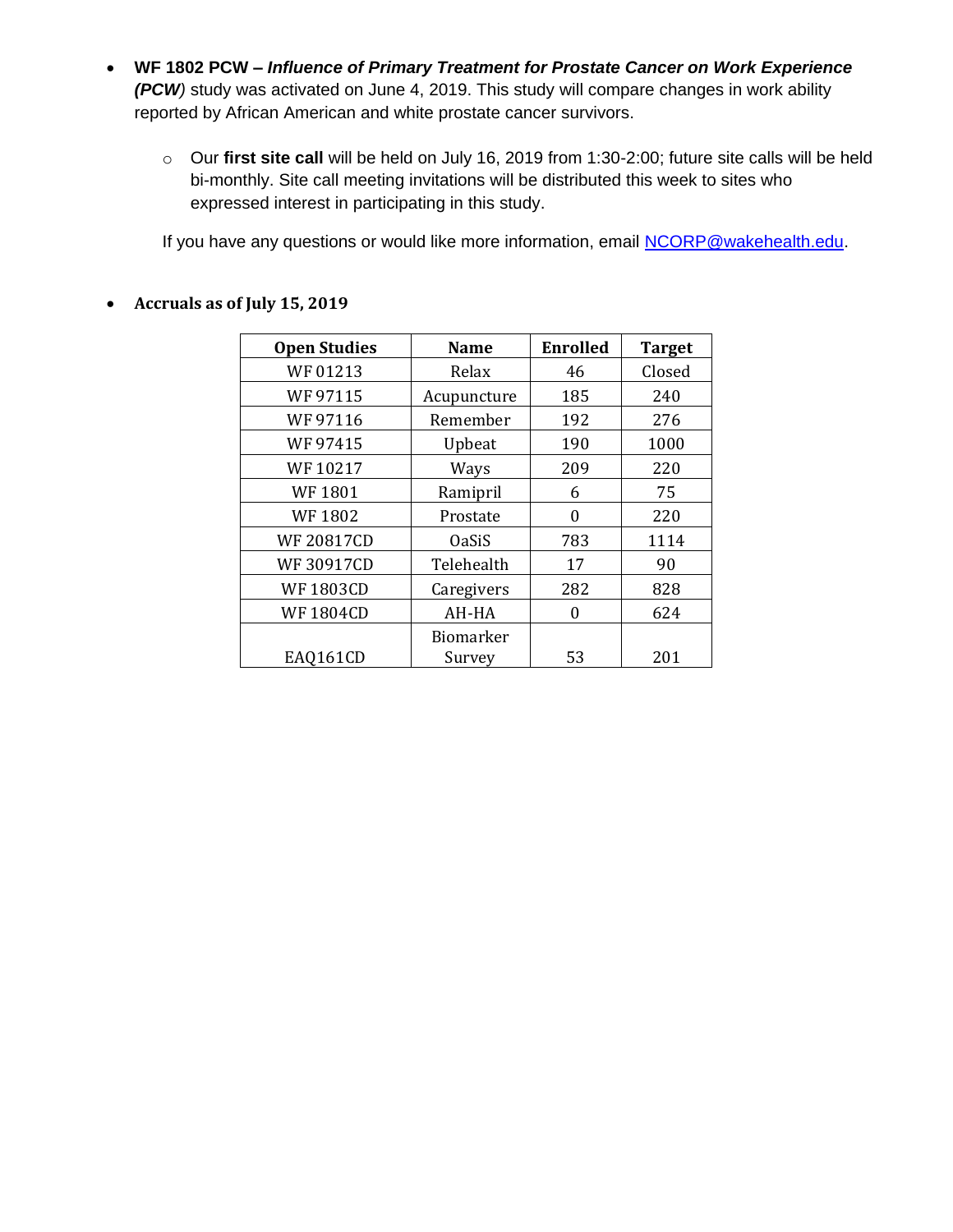- **WF 1802 PCW –** ***Influence of Primary Treatment for Prostate Cancer on Work Experience (PCW)*** study was activated on June 4, 2019. This study will compare changes in work ability reported by African American and white prostate cancer survivors.

    - Our **first site call** will be held on July 16, 2019 from 1:30-2:00; future site calls will be held bi-monthly. Site call meeting invitations will be distributed this week to sites who expressed interest in participating in this study.

  If you have any questions or would like more information, email NCORP@wakehealth.edu.

- **Accruals as of July 15, 2019**

| Open Studies | Name | Enrolled | Target |
|---|---|---|---|
| WF 01213 | Relax | 46 | Closed |
| WF 97115 | Acupuncture | 185 | 240 |
| WF 97116 | Remember | 192 | 276 |
| WF 97415 | Upbeat | 190 | 1000 |
| WF 10217 | Ways | 209 | 220 |
| WF 1801 | Ramipril | 6 | 75 |
| WF 1802 | Prostate | 0 | 220 |
| WF 20817CD | OaSiS | 783 | 1114 |
| WF 30917CD | Telehealth | 17 | 90 |
| WF 1803CD | Caregivers | 282 | 828 |
| WF 1804CD | AH-HA | 0 | 624 |
| EAQ161CD | Biomarker Survey | 53 | 201 |